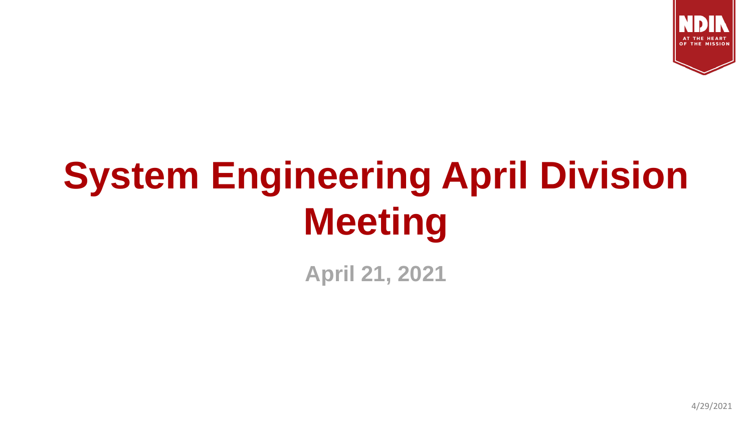# System Engineering April Division Meeting

**April 21, 2021**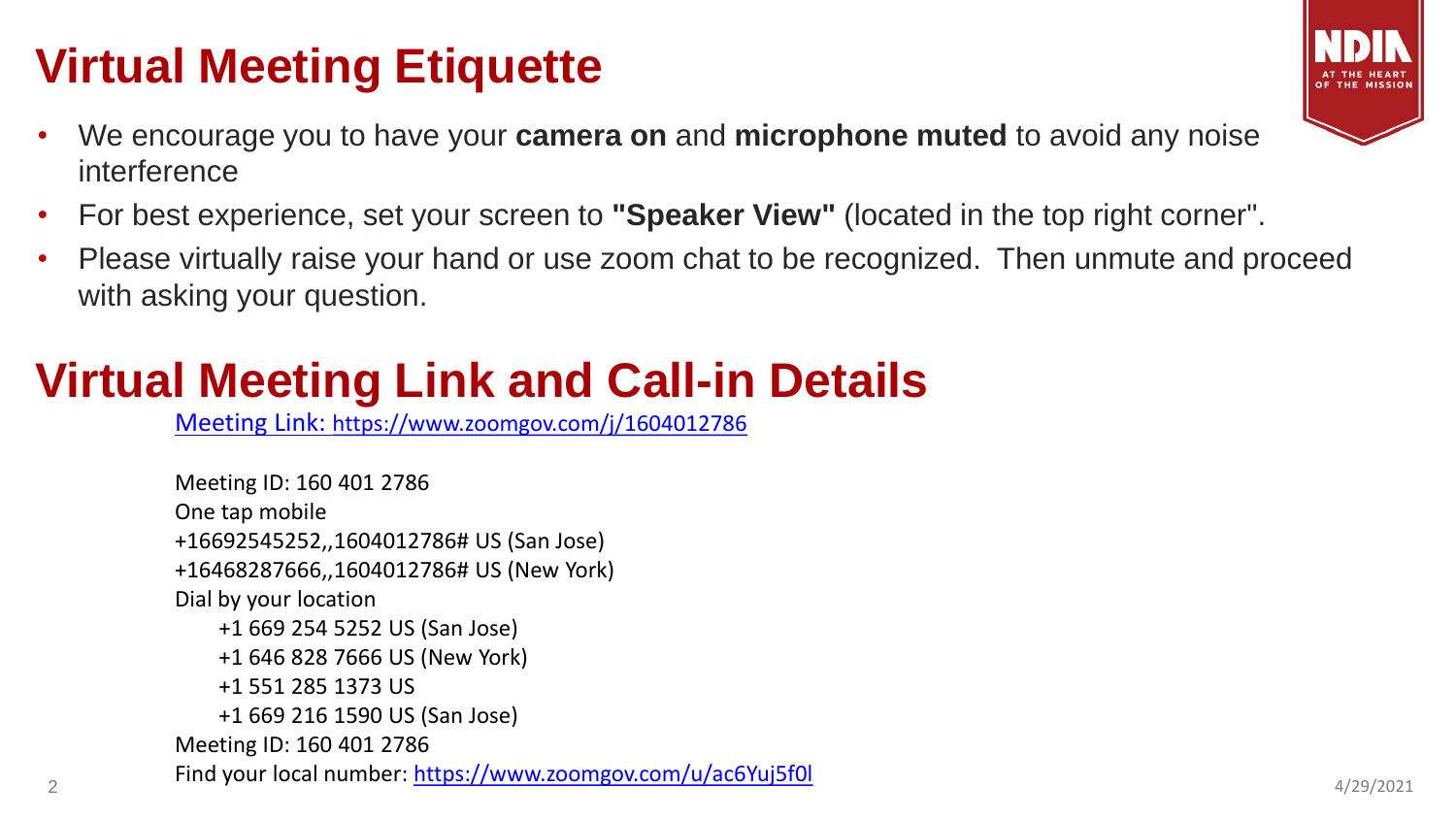# Virtual Meeting Etiquette

- We encourage you to have your **camera on** and **microphone muted** to avoid any noise interference
- For best experience, set your screen to **"Speaker View"** (located in the top right corner".
- Please virtually raise your hand or use zoom chat to be recognized. Then unmute and proceed with asking your question.

# Virtual Meeting Link and Call-in Details

Meeting Link: https://www.zoomgov.com/j/1604012786

Meeting ID: 160 401 2786
One tap mobile
+16692545252,,1604012786# US (San Jose)
+16468287666,,1604012786# US (New York)
Dial by your location
    +1 669 254 5252 US (San Jose)
    +1 646 828 7666 US (New York)
    +1 551 285 1373 US
    +1 669 216 1590 US (San Jose)
Meeting ID: 160 401 2786
Find your local number: https://www.zoomgov.com/u/ac6Yuj5f0l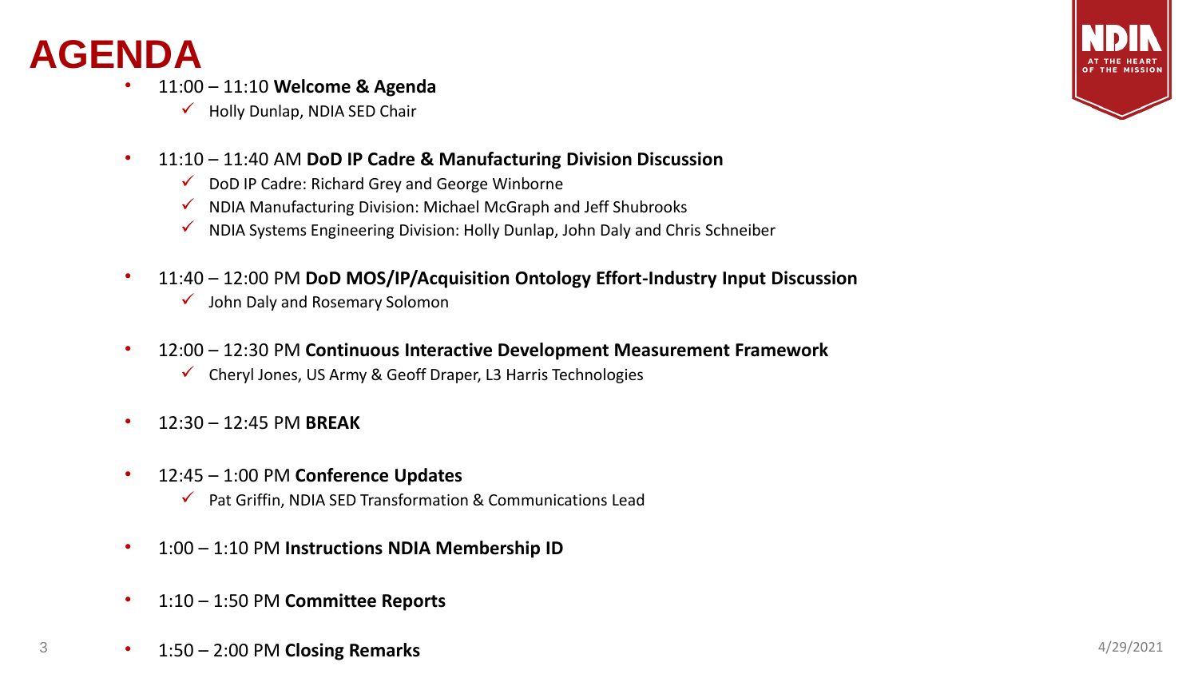# AGENDA

- 11:00 – 11:10 **Welcome & Agenda**
  - ✓ Holly Dunlap, NDIA SED Chair
- 11:10 – 11:40 AM **DoD IP Cadre & Manufacturing Division Discussion**
  - ✓ DoD IP Cadre: Richard Grey and George Winborne
  - ✓ NDIA Manufacturing Division: Michael McGraph and Jeff Shubrooks
  - ✓ NDIA Systems Engineering Division: Holly Dunlap, John Daly and Chris Schneiber
- 11:40 – 12:00 PM **DoD MOS/IP/Acquisition Ontology Effort-Industry Input Discussion**
  - ✓ John Daly and Rosemary Solomon
- 12:00 – 12:30 PM **Continuous Interactive Development Measurement Framework**
  - ✓ Cheryl Jones, US Army & Geoff Draper, L3 Harris Technologies
- 12:30 – 12:45 PM **BREAK**
- 12:45 – 1:00 PM **Conference Updates**
  - ✓ Pat Griffin, NDIA SED Transformation & Communications Lead
- 1:00 – 1:10 PM **Instructions NDIA Membership ID**
- 1:10 – 1:50 PM **Committee Reports**
- 1:50 – 2:00 PM **Closing Remarks**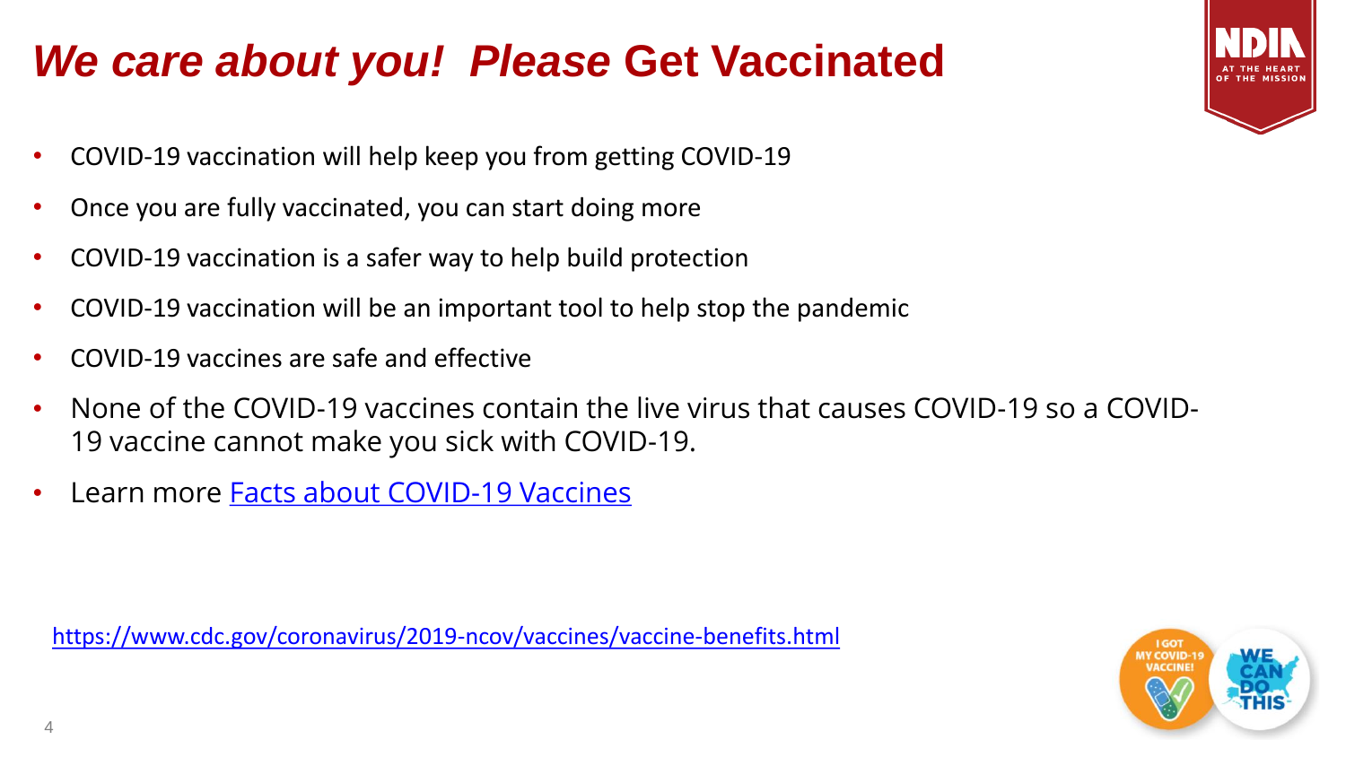# *We care about you! Please* Get Vaccinated

- COVID-19 vaccination will help keep you from getting COVID-19
- Once you are fully vaccinated, you can start doing more
- COVID-19 vaccination is a safer way to help build protection
- COVID-19 vaccination will be an important tool to help stop the pandemic
- COVID-19 vaccines are safe and effective
- None of the COVID-19 vaccines contain the live virus that causes COVID-19 so a COVID-19 vaccine cannot make you sick with COVID-19.
- Learn more [Facts about COVID-19 Vaccines](https://www.cdc.gov/coronavirus/2019-ncov/vaccines/facts.html)

https://www.cdc.gov/coronavirus/2019-ncov/vaccines/vaccine-benefits.html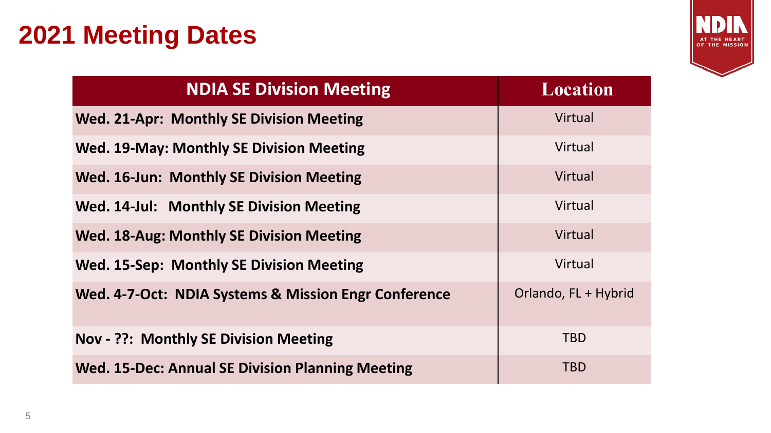# 2021 Meeting Dates

| NDIA SE Division Meeting | Location |
| --- | --- |
| **Wed. 21-Apr: Monthly SE Division Meeting** | Virtual |
| **Wed. 19-May: Monthly SE Division Meeting** | Virtual |
| **Wed. 16-Jun: Monthly SE Division Meeting** | Virtual |
| **Wed. 14-Jul: Monthly SE Division Meeting** | Virtual |
| **Wed. 18-Aug: Monthly SE Division Meeting** | Virtual |
| **Wed. 15-Sep: Monthly SE Division Meeting** | Virtual |
| **Wed. 4-7-Oct: NDIA Systems & Mission Engr Conference** | Orlando, FL + Hybrid |
| **Nov - ??: Monthly SE Division Meeting** | TBD |
| **Wed. 15-Dec: Annual SE Division Planning Meeting** | TBD |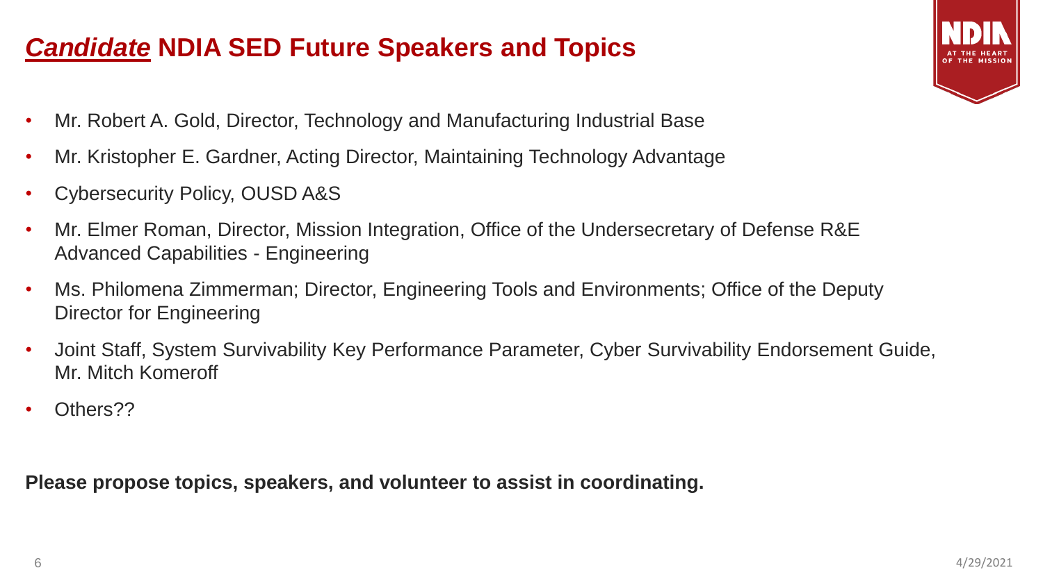# ***Candidate*** **NDIA SED Future Speakers and Topics**

- Mr. Robert A. Gold, Director, Technology and Manufacturing Industrial Base
- Mr. Kristopher E. Gardner, Acting Director, Maintaining Technology Advantage
- Cybersecurity Policy, OUSD A&S
- Mr. Elmer Roman, Director, Mission Integration, Office of the Undersecretary of Defense R&E Advanced Capabilities - Engineering
- Ms. Philomena Zimmerman; Director, Engineering Tools and Environments; Office of the Deputy Director for Engineering
- Joint Staff, System Survivability Key Performance Parameter, Cyber Survivability Endorsement Guide, Mr. Mitch Komeroff
- Others??

**Please propose topics, speakers, and volunteer to assist in coordinating.**